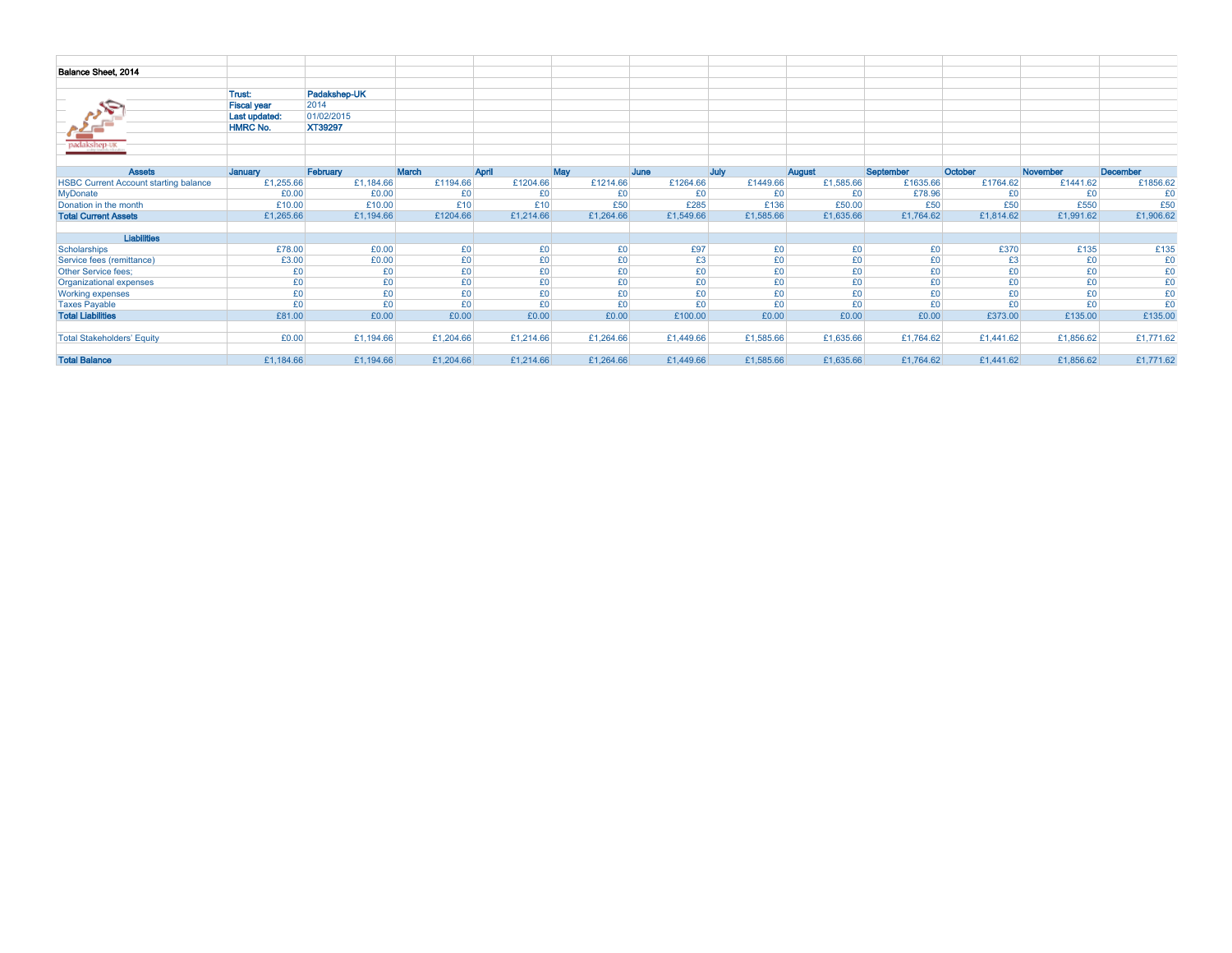**Balance Sheet, 2014**

| | |
|---|---|
| **Trust:** | **Padakshep-UK** |
| **Fiscal year** | 2014 |
| **Last updated:** | 01/02/2015 |
| **HMRC No.** | **XT39297** |

padakshep-UK

| Assets | January | February | March | April | May | June | July | August | September | October | November | December |
|---|---|---|---|---|---|---|---|---|---|---|---|---|
| HSBC Current Account starting balance | £1,255.66 | £1,184.66 | £1194.66 | £1204.66 | £1214.66 | £1264.66 | £1449.66 | £1,585.66 | £1635.66 | £1764.62 | £1441.62 | £1856.62 |
| MyDonate | £0.00 | £0.00 | £0 | £0 | £0 | £0 | £0 | £0 | £78.96 | £0 | £0 | £0 |
| Donation in the month | £10.00 | £10.00 | £10 | £10 | £50 | £285 | £136 | £50.00 | £50 | £50 | £550 | £50 |
| **Total Current Assets** | £1,265.66 | £1,194.66 | £1204.66 | £1,214.66 | £1,264.66 | £1,549.66 | £1,585.66 | £1,635.66 | £1,764.62 | £1,814.62 | £1,991.62 | £1,906.62 |
| | | | | | | | | | | | | |
| **Liabilities** | | | | | | | | | | | | |
| Scholarships | £78.00 | £0.00 | £0 | £0 | £0 | £97 | £0 | £0 | £0 | £370 | £135 | £135 |
| Service fees (remittance) | £3.00 | £0.00 | £0 | £0 | £0 | £3 | £0 | £0 | £0 | £3 | £0 | £0 |
| Other Service fees; | £0 | £0 | £0 | £0 | £0 | £0 | £0 | £0 | £0 | £0 | £0 | £0 |
| Organizational expenses | £0 | £0 | £0 | £0 | £0 | £0 | £0 | £0 | £0 | £0 | £0 | £0 |
| Working expenses | £0 | £0 | £0 | £0 | £0 | £0 | £0 | £0 | £0 | £0 | £0 | £0 |
| Taxes Payable | £0 | £0 | £0 | £0 | £0 | £0 | £0 | £0 | £0 | £0 | £0 | £0 |
| **Total Liabilities** | £81.00 | £0.00 | £0.00 | £0.00 | £0.00 | £100.00 | £0.00 | £0.00 | £0.00 | £373.00 | £135.00 | £135.00 |
| | | | | | | | | | | | | |
| Total Stakeholders' Equity | £0.00 | £1,194.66 | £1,204.66 | £1,214.66 | £1,264.66 | £1,449.66 | £1,585.66 | £1,635.66 | £1,764.62 | £1,441.62 | £1,856.62 | £1,771.62 |
| | | | | | | | | | | | | |
| **Total Balance** | £1,184.66 | £1,194.66 | £1,204.66 | £1,214.66 | £1,264.66 | £1,449.66 | £1,585.66 | £1,635.66 | £1,764.62 | £1,441.62 | £1,856.62 | £1,771.62 |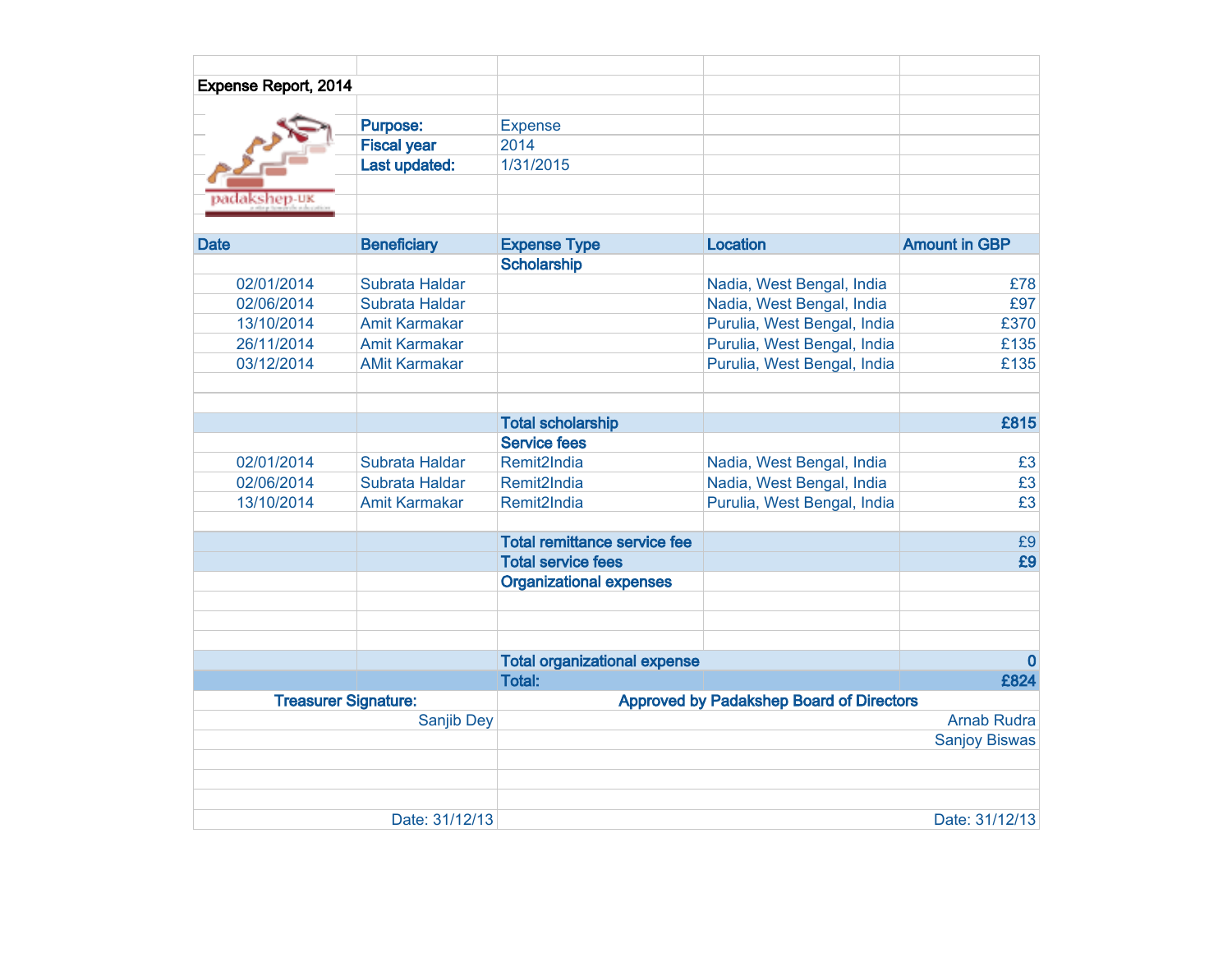# Expense Report, 2014

**Purpose:** Expense
**Fiscal year** 2014
**Last updated:** 1/31/2015

padakshep-UK

| Date | Beneficiary | Expense Type | Location | Amount in GBP |
|---|---|---|---|---|
| | | **Scholarship** | | |
| 02/01/2014 | Subrata Haldar | | Nadia, West Bengal, India | £78 |
| 02/06/2014 | Subrata Haldar | | Nadia, West Bengal, India | £97 |
| 13/10/2014 | Amit Karmakar | | Purulia, West Bengal, India | £370 |
| 26/11/2014 | Amit Karmakar | | Purulia, West Bengal, India | £135 |
| 03/12/2014 | AMit Karmakar | | Purulia, West Bengal, India | £135 |
| | | **Total scholarship** | | **£815** |
| | | **Service fees** | | |
| 02/01/2014 | Subrata Haldar | Remit2India | Nadia, West Bengal, India | £3 |
| 02/06/2014 | Subrata Haldar | Remit2India | Nadia, West Bengal, India | £3 |
| 13/10/2014 | Amit Karmakar | Remit2India | Purulia, West Bengal, India | £3 |
| | | **Total remittance service fee** | | £9 |
| | | **Total service fees** | | **£9** |
| | | **Organizational expenses** | | |
| | | **Total organizational expense** | | **0** |
| | | **Total:** | | **£824** |

**Treasurer Signature:**
Sanjib Dey

**Approved by Padakshep Board of Directors**
Arnab Rudra
Sanjoy Biswas

Date: 31/12/13

Date: 31/12/13